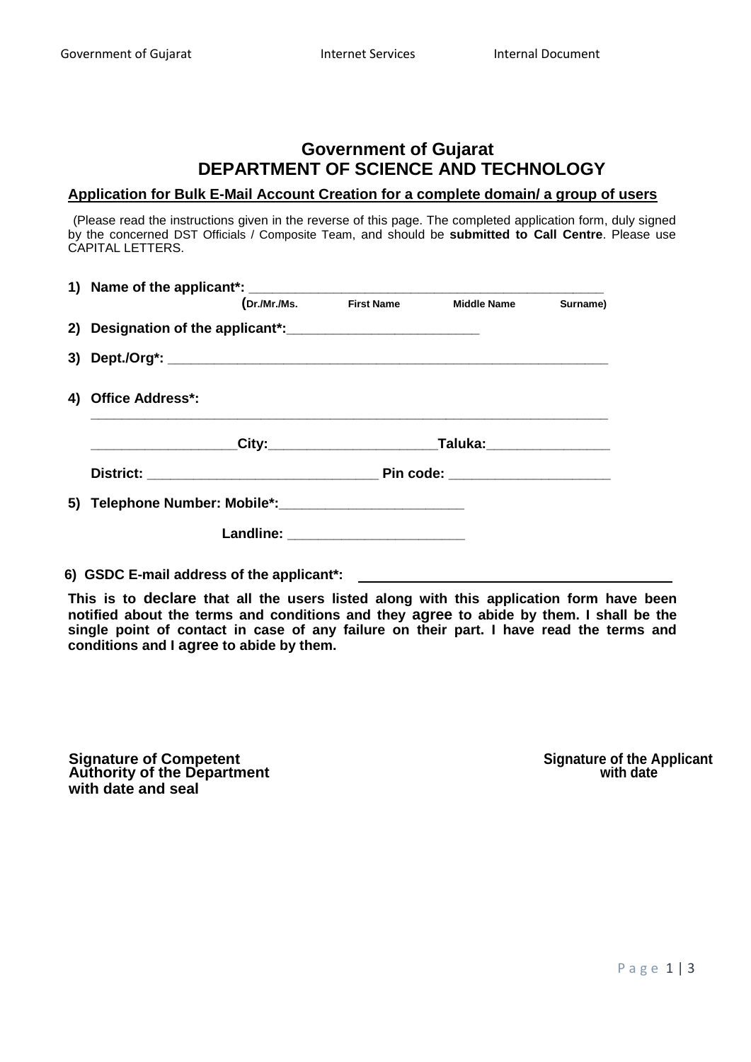# Government of Gujarat
# DEPARTMENT OF SCIENCE AND TECHNOLOGY

**Application for Bulk E-Mail Account Creation for a complete domain/ a group of users**

(Please read the instructions given in the reverse of this page. The completed application form, duly signed by the concerned DST Officials / Composite Team, and should be **submitted to Call Centre**. Please use CAPITAL LETTERS.

1) **Name of the applicant*:** ______________________________________________
   (Dr./Mr./Ms. First Name Middle Name Surname)
2) **Designation of the applicant*:**_________________________
3) **Dept./Org*:** ____________________________________________________________
4) **Office Address*:**
   ____________________________________________________________________
   __________________**City:**_____________________**Taluka:**________________
   **District:** ______________________________ **Pin code:** ____________________
5) **Telephone Number: Mobile*:**________________________
   **Landline:** ______________________
6) **GSDC E-mail address of the applicant*:** ______________________________________

**This is to declare that all the users listed along with this application form have been notified about the terms and conditions and they agree to abide by them. I shall be the single point of contact in case of any failure on their part. I have read the terms and conditions and I agree to abide by them.**

**Signature of Competent Authority of the Department with date and seal**

**Signature of the Applicant with date**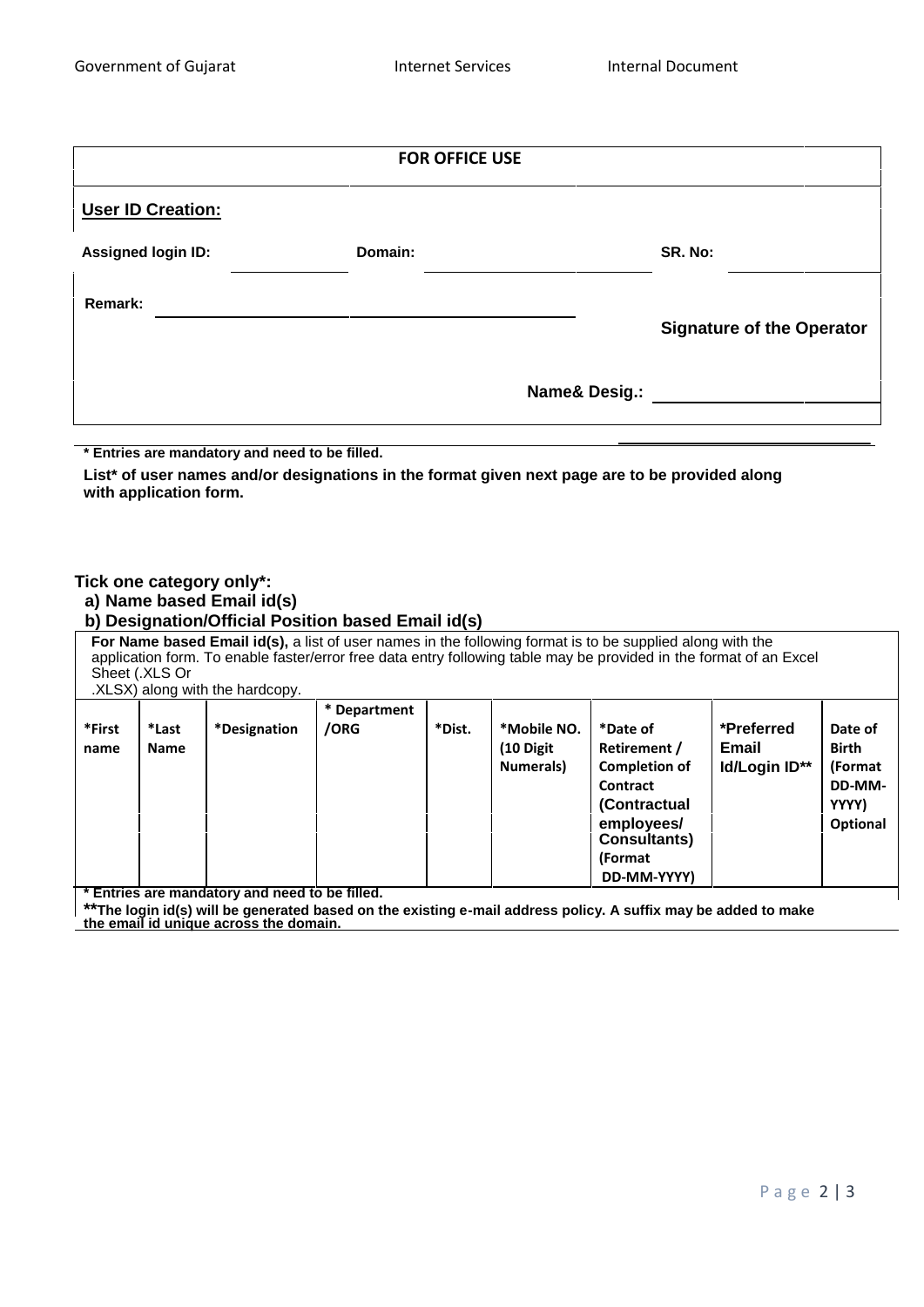## FOR OFFICE USE

**User ID Creation:**

**Assigned login ID:** ____________ **Domain:** ____________ **SR. No:** ____________

**Remark:** ________________________________

**Signature of the Operator**

**Name& Desig.:** ____________

**\* Entries are mandatory and need to be filled.**

**List\* of user names and/or designations in the format given next page are to be provided along with application form.**

**Tick one category only\*:**

**a) Name based Email id(s)**

**b) Designation/Official Position based Email id(s)**

**For Name based Email id(s),** a list of user names in the following format is to be supplied along with the application form. To enable faster/error free data entry following table may be provided in the format of an Excel Sheet (.XLS Or .XLSX) along with the hardcopy.

| *First name | *Last Name | *Designation | * Department /ORG | *Dist. | *Mobile NO. (10 Digit Numerals) | *Date of Retirement / Completion of Contract (Contractual employees/ Consultants) (Format DD-MM-YYYY) | *Preferred Email Id/Login ID** | Date of Birth (Format DD-MM-YYYY) Optional |
|---|---|---|---|---|---|---|---|---|
| | | | | | | | | |

**\* Entries are mandatory and need to be filled.**

**\*\*The login id(s) will be generated based on the existing e-mail address policy. A suffix may be added to make the email id unique across the domain.**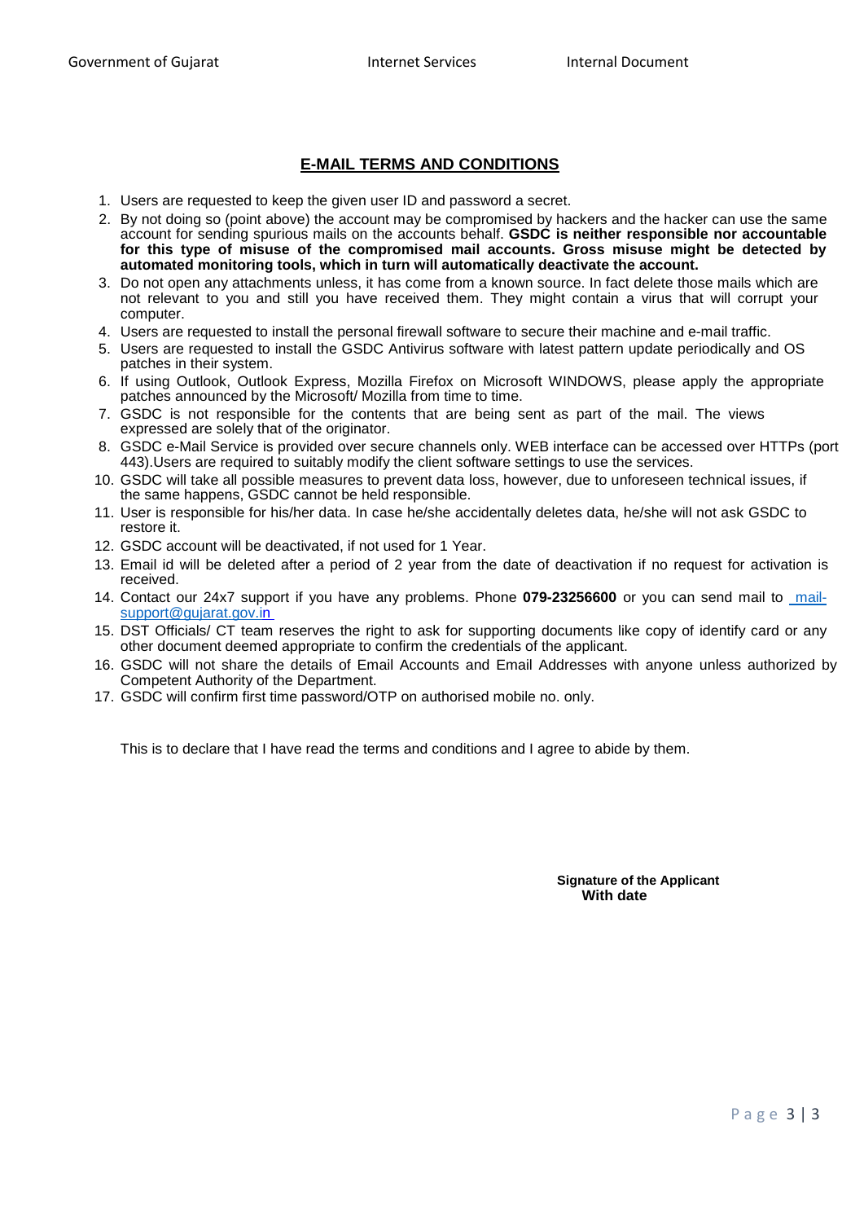## E-MAIL TERMS AND CONDITIONS

1. Users are requested to keep the given user ID and password a secret.
2. By not doing so (point above) the account may be compromised by hackers and the hacker can use the same account for sending spurious mails on the accounts behalf. **GSDC is neither responsible nor accountable for this type of misuse of the compromised mail accounts. Gross misuse might be detected by automated monitoring tools, which in turn will automatically deactivate the account.**
3. Do not open any attachments unless, it has come from a known source. In fact delete those mails which are not relevant to you and still you have received them. They might contain a virus that will corrupt your computer.
4. Users are requested to install the personal firewall software to secure their machine and e-mail traffic.
5. Users are requested to install the GSDC Antivirus software with latest pattern update periodically and OS patches in their system.
6. If using Outlook, Outlook Express, Mozilla Firefox on Microsoft WINDOWS, please apply the appropriate patches announced by the Microsoft/ Mozilla from time to time.
7. GSDC is not responsible for the contents that are being sent as part of the mail. The views expressed are solely that of the originator.
8. GSDC e-Mail Service is provided over secure channels only. WEB interface can be accessed over HTTPs (port 443).Users are required to suitably modify the client software settings to use the services.
10. GSDC will take all possible measures to prevent data loss, however, due to unforeseen technical issues, if the same happens, GSDC cannot be held responsible.
11. User is responsible for his/her data. In case he/she accidentally deletes data, he/she will not ask GSDC to restore it.
12. GSDC account will be deactivated, if not used for 1 Year.
13. Email id will be deleted after a period of 2 year from the date of deactivation if no request for activation is received.
14. Contact our 24x7 support if you have any problems. Phone **079-23256600** or you can send mail to mail-support@gujarat.gov.in
15. DST Officials/ CT team reserves the right to ask for supporting documents like copy of identify card or any other document deemed appropriate to confirm the credentials of the applicant.
16. GSDC will not share the details of Email Accounts and Email Addresses with anyone unless authorized by Competent Authority of the Department.
17. GSDC will confirm first time password/OTP on authorised mobile no. only.

This is to declare that I have read the terms and conditions and I agree to abide by them.

**Signature of the Applicant**
**With date**